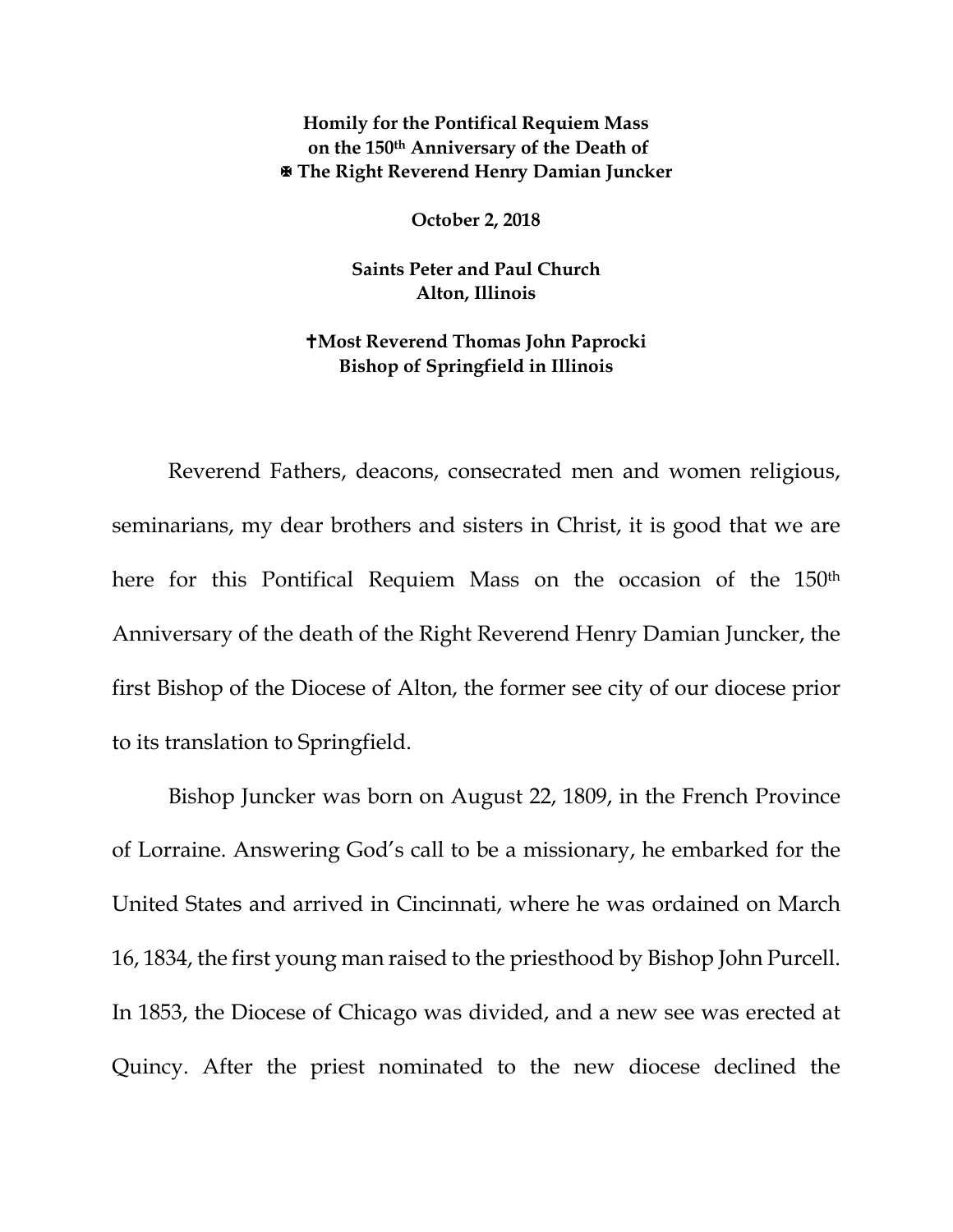**Homily for the Pontifical Requiem Mass on the 150th Anniversary of the Death of ✠ The Right Reverend Henry Damian Juncker**

**October 2, 2018**

**Saints Peter and Paul Church**
**Alton, Illinois**

**✝Most Reverend Thomas John Paprocki**
**Bishop of Springfield in Illinois**

Reverend Fathers, deacons, consecrated men and women religious, seminarians, my dear brothers and sisters in Christ, it is good that we are here for this Pontifical Requiem Mass on the occasion of the 150th Anniversary of the death of the Right Reverend Henry Damian Juncker, the first Bishop of the Diocese of Alton, the former see city of our diocese prior to its translation to Springfield.

Bishop Juncker was born on August 22, 1809, in the French Province of Lorraine. Answering God's call to be a missionary, he embarked for the United States and arrived in Cincinnati, where he was ordained on March 16, 1834, the first young man raised to the priesthood by Bishop John Purcell. In 1853, the Diocese of Chicago was divided, and a new see was erected at Quincy. After the priest nominated to the new diocese declined the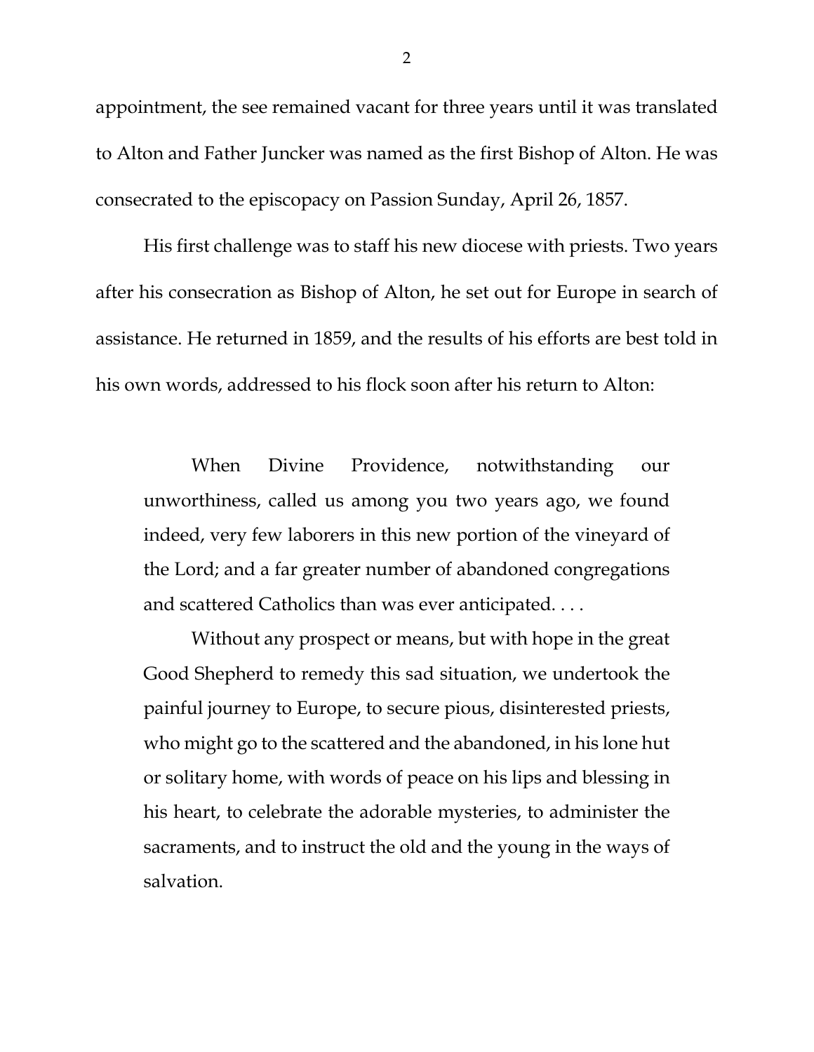appointment, the see remained vacant for three years until it was translated to Alton and Father Juncker was named as the first Bishop of Alton. He was consecrated to the episcopacy on Passion Sunday, April 26, 1857.

His first challenge was to staff his new diocese with priests. Two years after his consecration as Bishop of Alton, he set out for Europe in search of assistance. He returned in 1859, and the results of his efforts are best told in his own words, addressed to his flock soon after his return to Alton:

> When Divine Providence, notwithstanding our unworthiness, called us among you two years ago, we found indeed, very few laborers in this new portion of the vineyard of the Lord; and a far greater number of abandoned congregations and scattered Catholics than was ever anticipated. . . .
>
> Without any prospect or means, but with hope in the great Good Shepherd to remedy this sad situation, we undertook the painful journey to Europe, to secure pious, disinterested priests, who might go to the scattered and the abandoned, in his lone hut or solitary home, with words of peace on his lips and blessing in his heart, to celebrate the adorable mysteries, to administer the sacraments, and to instruct the old and the young in the ways of salvation.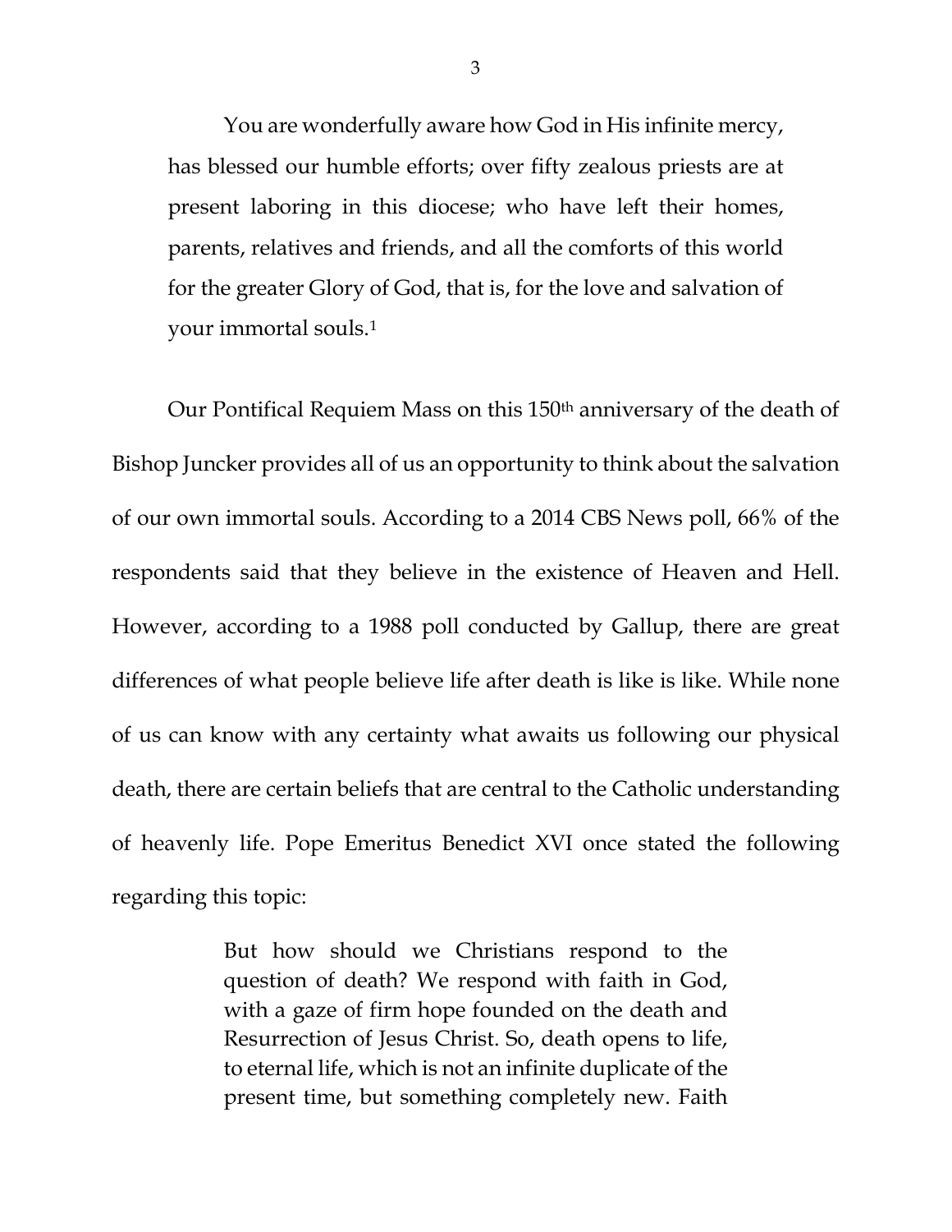> You are wonderfully aware how God in His infinite mercy, has blessed our humble efforts; over fifty zealous priests are at present laboring in this diocese; who have left their homes, parents, relatives and friends, and all the comforts of this world for the greater Glory of God, that is, for the love and salvation of your immortal souls.[1]

Our Pontifical Requiem Mass on this 150th anniversary of the death of Bishop Juncker provides all of us an opportunity to think about the salvation of our own immortal souls. According to a 2014 CBS News poll, 66% of the respondents said that they believe in the existence of Heaven and Hell. However, according to a 1988 poll conducted by Gallup, there are great differences of what people believe life after death is like is like. While none of us can know with any certainty what awaits us following our physical death, there are certain beliefs that are central to the Catholic understanding of heavenly life. Pope Emeritus Benedict XVI once stated the following regarding this topic:

> But how should we Christians respond to the question of death? We respond with faith in God, with a gaze of firm hope founded on the death and Resurrection of Jesus Christ. So, death opens to life, to eternal life, which is not an infinite duplicate of the present time, but something completely new. Faith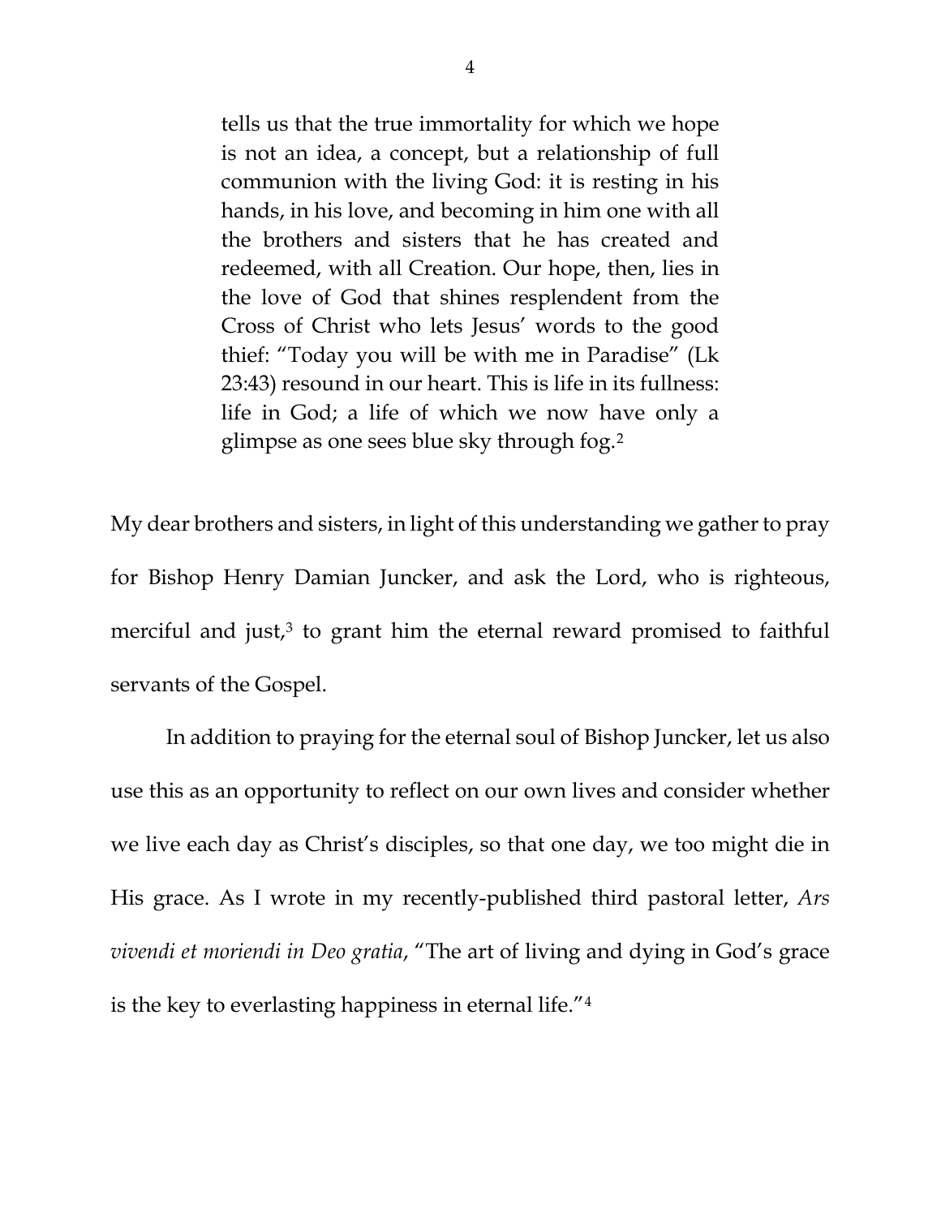> tells us that the true immortality for which we hope is not an idea, a concept, but a relationship of full communion with the living God: it is resting in his hands, in his love, and becoming in him one with all the brothers and sisters that he has created and redeemed, with all Creation. Our hope, then, lies in the love of God that shines resplendent from the Cross of Christ who lets Jesus' words to the good thief: "Today you will be with me in Paradise" (Lk 23:43) resound in our heart. This is life in its fullness: life in God; a life of which we now have only a glimpse as one sees blue sky through fog.[2]

My dear brothers and sisters, in light of this understanding we gather to pray for Bishop Henry Damian Juncker, and ask the Lord, who is righteous, merciful and just,[3] to grant him the eternal reward promised to faithful servants of the Gospel.

In addition to praying for the eternal soul of Bishop Juncker, let us also use this as an opportunity to reflect on our own lives and consider whether we live each day as Christ's disciples, so that one day, we too might die in His grace. As I wrote in my recently-published third pastoral letter, *Ars vivendi et moriendi in Deo gratia*, "The art of living and dying in God's grace is the key to everlasting happiness in eternal life."[4]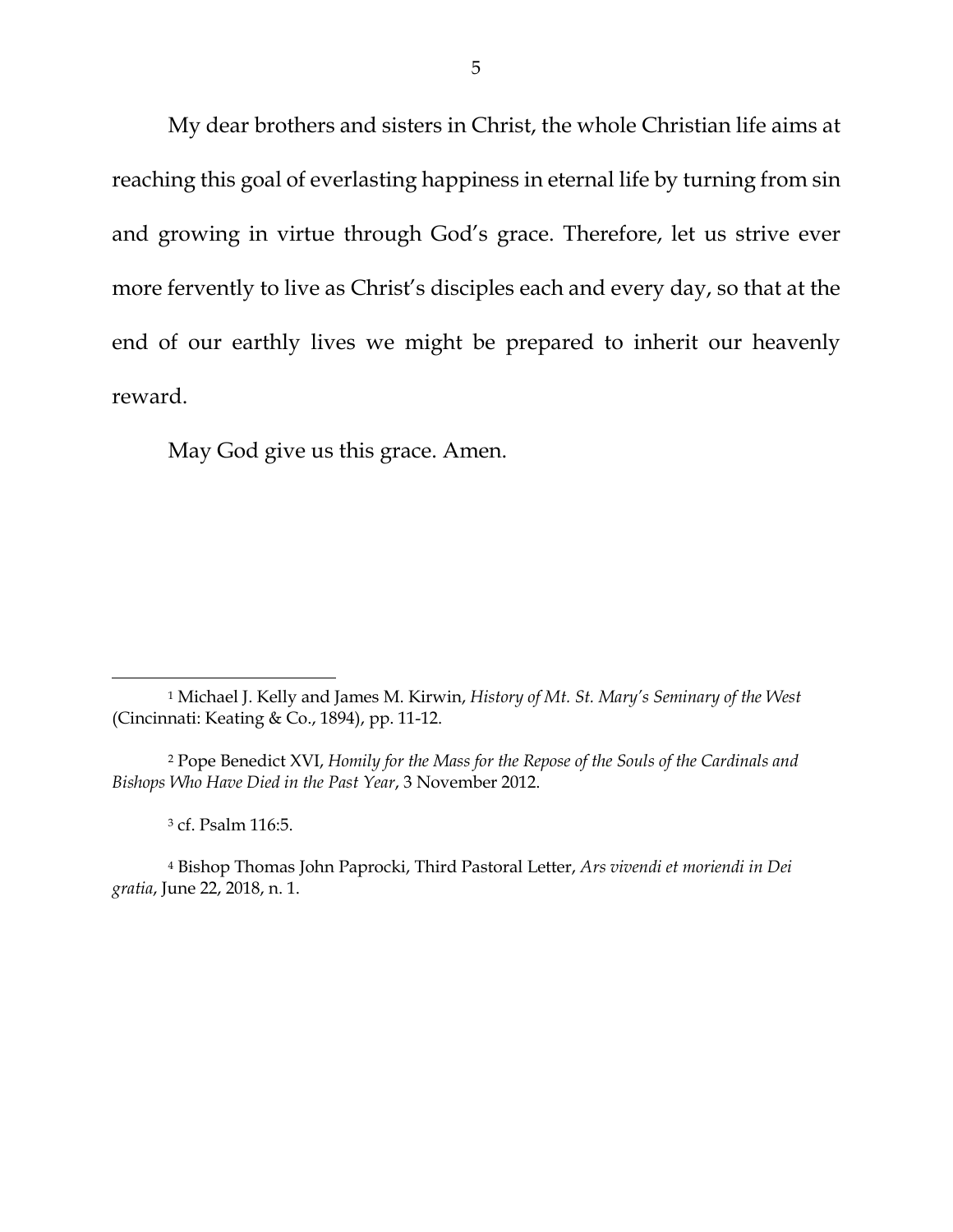My dear brothers and sisters in Christ, the whole Christian life aims at reaching this goal of everlasting happiness in eternal life by turning from sin and growing in virtue through God's grace. Therefore, let us strive ever more fervently to live as Christ's disciples each and every day, so that at the end of our earthly lives we might be prepared to inherit our heavenly reward.

May God give us this grace. Amen.

---

[1] Michael J. Kelly and James M. Kirwin, *History of Mt. St. Mary's Seminary of the West* (Cincinnati: Keating & Co., 1894), pp. 11-12.

[2] Pope Benedict XVI, *Homily for the Mass for the Repose of the Souls of the Cardinals and Bishops Who Have Died in the Past Year*, 3 November 2012.

[3] cf. Psalm 116:5.

[4] Bishop Thomas John Paprocki, Third Pastoral Letter, *Ars vivendi et moriendi in Dei gratia*, June 22, 2018, n. 1.